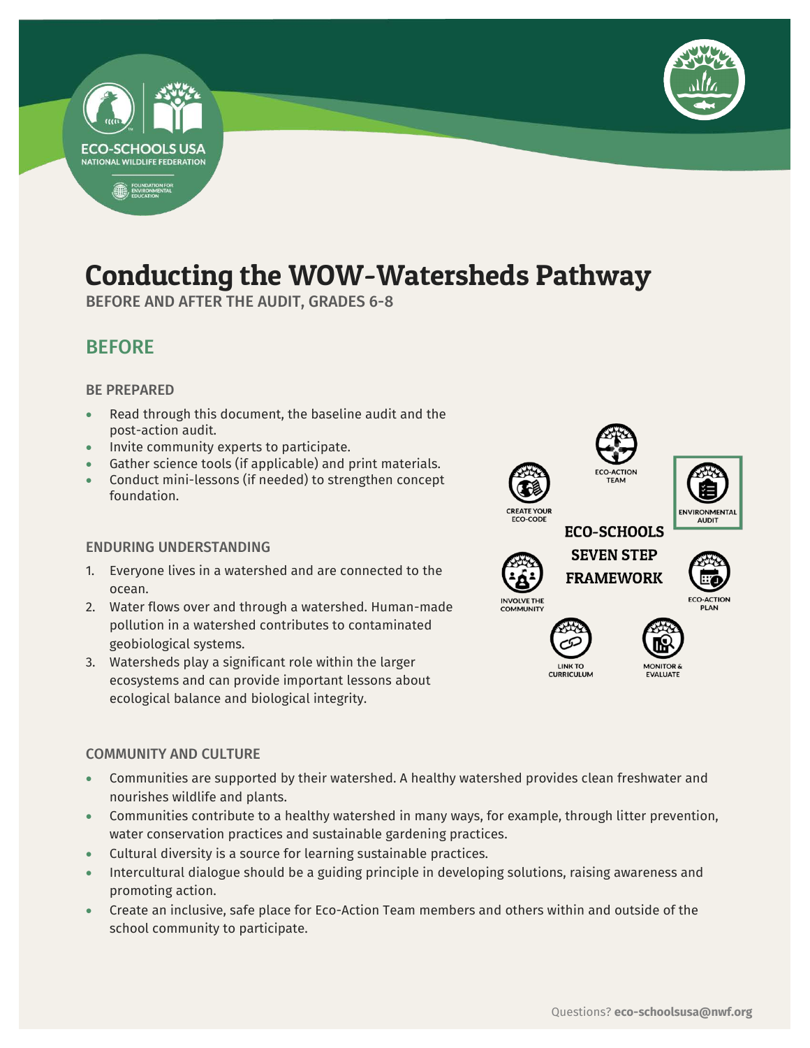# Conducting the WOW-Watersheds Pathway

BEFORE AND AFTER THE AUDIT, GRADES 6-8

## BEFORE

### BE PREPARED

- Read through this document, the baseline audit and the post-action audit.
- Invite community experts to participate.
- Gather science tools (if applicable) and print materials.
- Conduct mini-lessons (if needed) to strengthen concept foundation.

### ENDURING UNDERSTANDING

1. Everyone lives in a watershed and are connected to the ocean.
2. Water flows over and through a watershed. Human-made pollution in a watershed contributes to contaminated geobiological systems.
3. Watersheds play a significant role within the larger ecosystems and can provide important lessons about ecological balance and biological integrity.

ECO-SCHOOLS SEVEN STEP FRAMEWORK

ECO-ACTION TEAM, ENVIRONMENTAL AUDIT, ECO-ACTION PLAN, MONITOR & EVALUATE, LINK TO CURRICULUM, INVOLVE THE COMMUNITY, CREATE YOUR ECO-CODE

### COMMUNITY AND CULTURE

- Communities are supported by their watershed. A healthy watershed provides clean freshwater and nourishes wildlife and plants.
- Communities contribute to a healthy watershed in many ways, for example, through litter prevention, water conservation practices and sustainable gardening practices.
- Cultural diversity is a source for learning sustainable practices.
- Intercultural dialogue should be a guiding principle in developing solutions, raising awareness and promoting action.
- Create an inclusive, safe place for Eco-Action Team members and others within and outside of the school community to participate.

Questions? **eco-schoolsusa@nwf.org**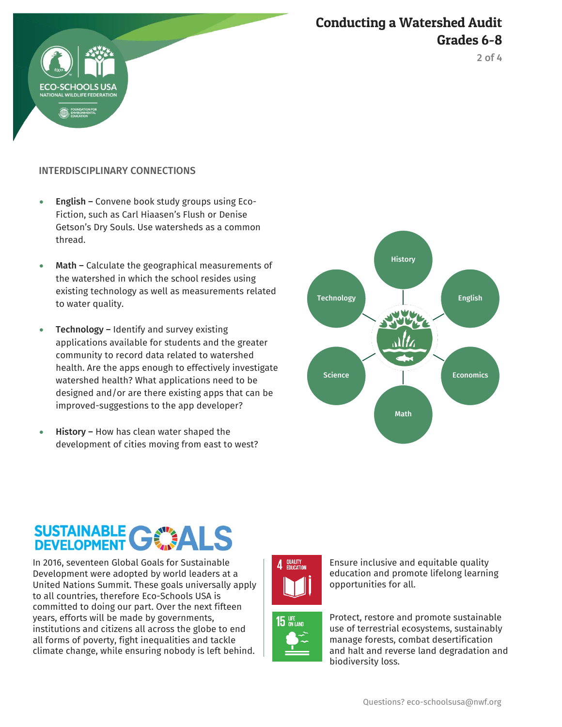## INTERDISCIPLINARY CONNECTIONS

- **English –** Convene book study groups using Eco-Fiction, such as Carl Hiaasen's Flush or Denise Getson's Dry Souls. Use watersheds as a common thread.
- **Math –** Calculate the geographical measurements of the watershed in which the school resides using existing technology as well as measurements related to water quality.
- **Technology –** Identify and survey existing applications available for students and the greater community to record data related to watershed health. Are the apps enough to effectively investigate watershed health? What applications need to be designed and/or are there existing apps that can be improved-suggestions to the app developer?
- **History –** How has clean water shaped the development of cities moving from east to west?

History · English · Economics · Math · Science · Technology

## SUSTAINABLE DEVELOPMENT GOALS

In 2016, seventeen Global Goals for Sustainable Development were adopted by world leaders at a United Nations Summit. These goals universally apply to all countries, therefore Eco-Schools USA is committed to doing our part. Over the next fifteen years, efforts will be made by governments, institutions and citizens all across the globe to end all forms of poverty, fight inequalities and tackle climate change, while ensuring nobody is left behind.

**4 QUALITY EDUCATION** – Ensure inclusive and equitable quality education and promote lifelong learning opportunities for all.

**15 LIFE ON LAND** – Protect, restore and promote sustainable use of terrestrial ecosystems, sustainably manage forests, combat desertification and halt and reverse land degradation and biodiversity loss.

Questions? eco-schoolsusa@nwf.org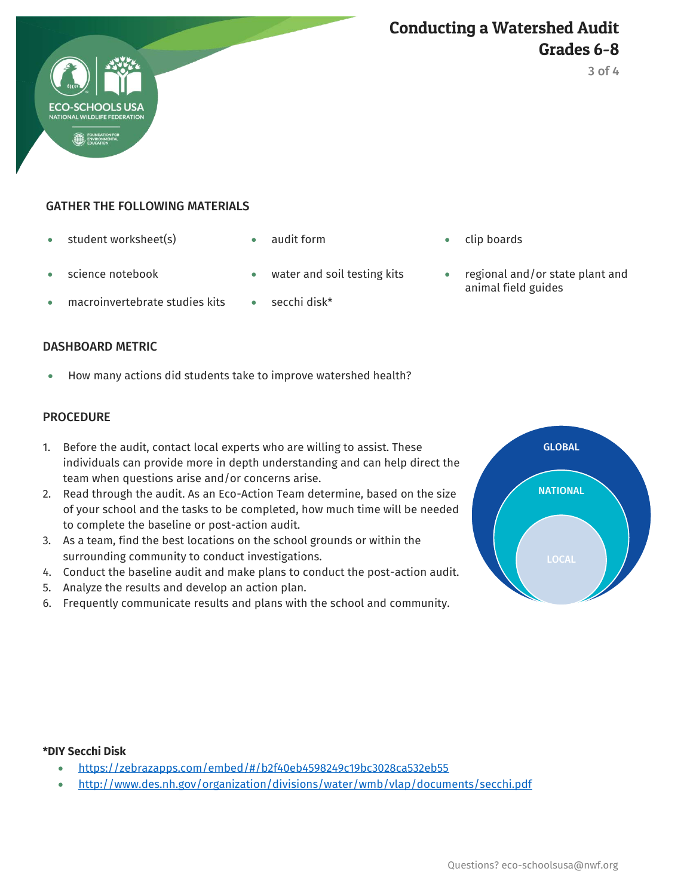## GATHER THE FOLLOWING MATERIALS

- student worksheet(s)
- science notebook
- macroinvertebrate studies kits
- audit form
- water and soil testing kits
- secchi disk*
- clip boards
- regional and/or state plant and animal field guides

## DASHBOARD METRIC

- How many actions did students take to improve watershed health?

## PROCEDURE

1. Before the audit, contact local experts who are willing to assist. These individuals can provide more in depth understanding and can help direct the team when questions arise and/or concerns arise.
2. Read through the audit. As an Eco-Action Team determine, based on the size of your school and the tasks to be completed, how much time will be needed to complete the baseline or post-action audit.
3. As a team, find the best locations on the school grounds or within the surrounding community to conduct investigations.
4. Conduct the baseline audit and make plans to conduct the post-action audit.
5. Analyze the results and develop an action plan.
6. Frequently communicate results and plans with the school and community.

GLOBAL

NATIONAL

LOCAL

**\*DIY Secchi Disk**

- https://zebrazapps.com/embed/#/b2f40eb4598249c19bc3028ca532eb55
- http://www.des.nh.gov/organization/divisions/water/wmb/vlap/documents/secchi.pdf

Questions? eco-schoolsusa@nwf.org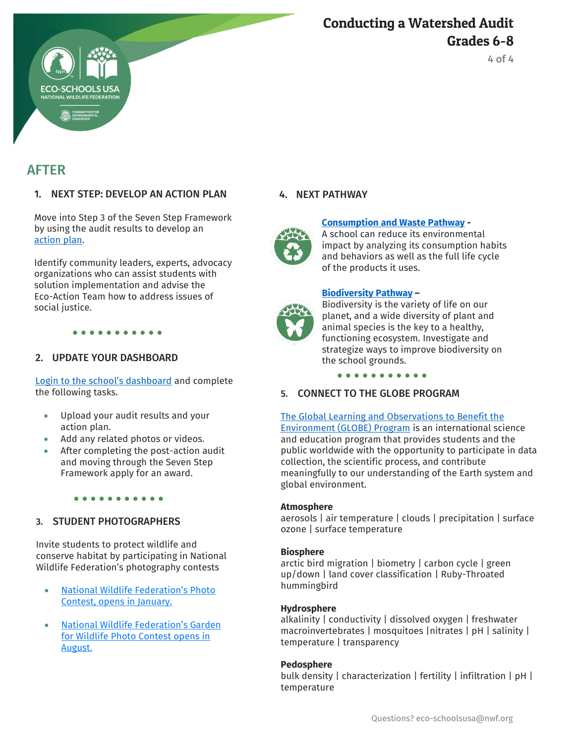# Conducting a Watershed Audit
## Grades 6-8

## AFTER

### 1. NEXT STEP: DEVELOP AN ACTION PLAN

Move into Step 3 of the Seven Step Framework by using the audit results to develop an action plan.

Identify community leaders, experts, advocacy organizations who can assist students with solution implementation and advise the Eco-Action Team how to address issues of social justice.

### 2. UPDATE YOUR DASHBOARD

Login to the school's dashboard and complete the following tasks.

- Upload your audit results and your action plan.
- Add any related photos or videos.
- After completing the post-action audit and moving through the Seven Step Framework apply for an award.

### 3. STUDENT PHOTOGRAPHERS

Invite students to protect wildlife and conserve habitat by participating in National Wildlife Federation's photography contests

- National Wildlife Federation's Photo Contest, opens in January.
- National Wildlife Federation's Garden for Wildlife Photo Contest opens in August.

### 4. NEXT PATHWAY

**Consumption and Waste Pathway** - A school can reduce its environmental impact by analyzing its consumption habits and behaviors as well as the full life cycle of the products it uses.

**Biodiversity Pathway** – Biodiversity is the variety of life on our planet, and a wide diversity of plant and animal species is the key to a healthy, functioning ecosystem. Investigate and strategize ways to improve biodiversity on the school grounds.

### 5. CONNECT TO THE GLOBE PROGRAM

The Global Learning and Observations to Benefit the Environment (GLOBE) Program is an international science and education program that provides students and the public worldwide with the opportunity to participate in data collection, the scientific process, and contribute meaningfully to our understanding of the Earth system and global environment.

**Atmosphere**
aerosols | air temperature | clouds | precipitation | surface ozone | surface temperature

**Biosphere**
arctic bird migration | biometry | carbon cycle | green up/down | land cover classification | Ruby-Throated hummingbird

**Hydrosphere**
alkalinity | conductivity | dissolved oxygen | freshwater macroinvertebrates | mosquitoes |nitrates | pH | salinity | temperature | transparency

**Pedosphere**
bulk density | characterization | fertility | infiltration | pH | temperature

Questions? eco-schoolsusa@nwf.org